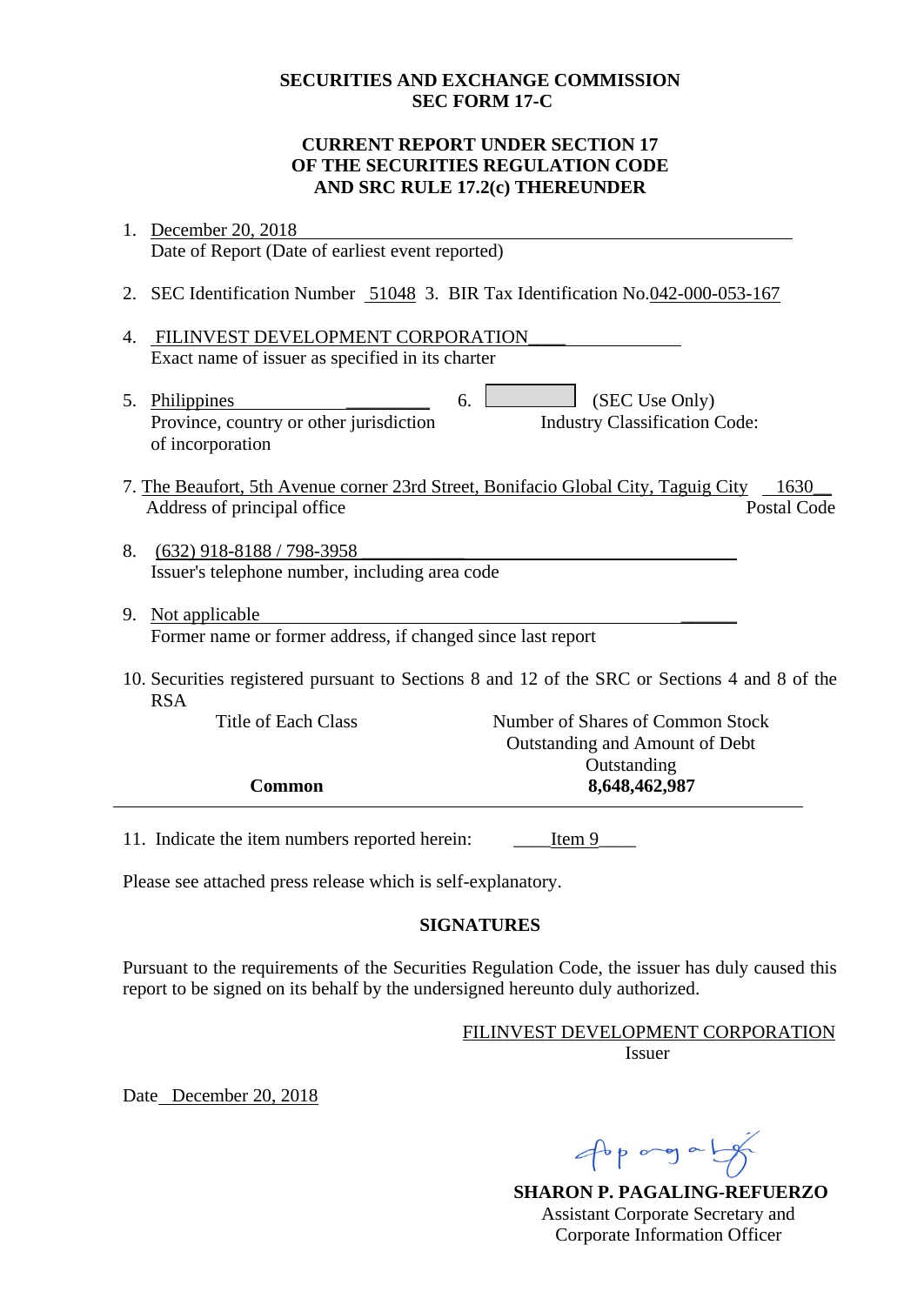**SECURITIES AND EXCHANGE COMMISSION**
**SEC FORM 17-C**

**CURRENT REPORT UNDER SECTION 17**
**OF THE SECURITIES REGULATION CODE**
**AND SRC RULE 17.2(c) THEREUNDER**

1. December 20, 2018
   Date of Report (Date of earliest event reported)

2. SEC Identification Number 51048 3. BIR Tax Identification No. 042-000-053-167

4. FILINVEST DEVELOPMENT CORPORATION
   Exact name of issuer as specified in its charter

5. Philippines
   Province, country or other jurisdiction of incorporation

6. (SEC Use Only)
   Industry Classification Code:

7. The Beaufort, 5th Avenue corner 23rd Street, Bonifacio Global City, Taguig City 1630
   Address of principal office — Postal Code

8. (632) 918-8188 / 798-3958
   Issuer's telephone number, including area code

9. Not applicable
   Former name or former address, if changed since last report

10. Securities registered pursuant to Sections 8 and 12 of the SRC or Sections 4 and 8 of the RSA

| Title of Each Class | Number of Shares of Common Stock Outstanding and Amount of Debt Outstanding |
|---|---|
| **Common** | **8,648,462,987** |

11. Indicate the item numbers reported herein: Item 9

Please see attached press release which is self-explanatory.

**SIGNATURES**

Pursuant to the requirements of the Securities Regulation Code, the issuer has duly caused this report to be signed on its behalf by the undersigned hereunto duly authorized.

FILINVEST DEVELOPMENT CORPORATION
Issuer

Date December 20, 2018

**SHARON P. PAGALING-REFUERZO**
Assistant Corporate Secretary and
Corporate Information Officer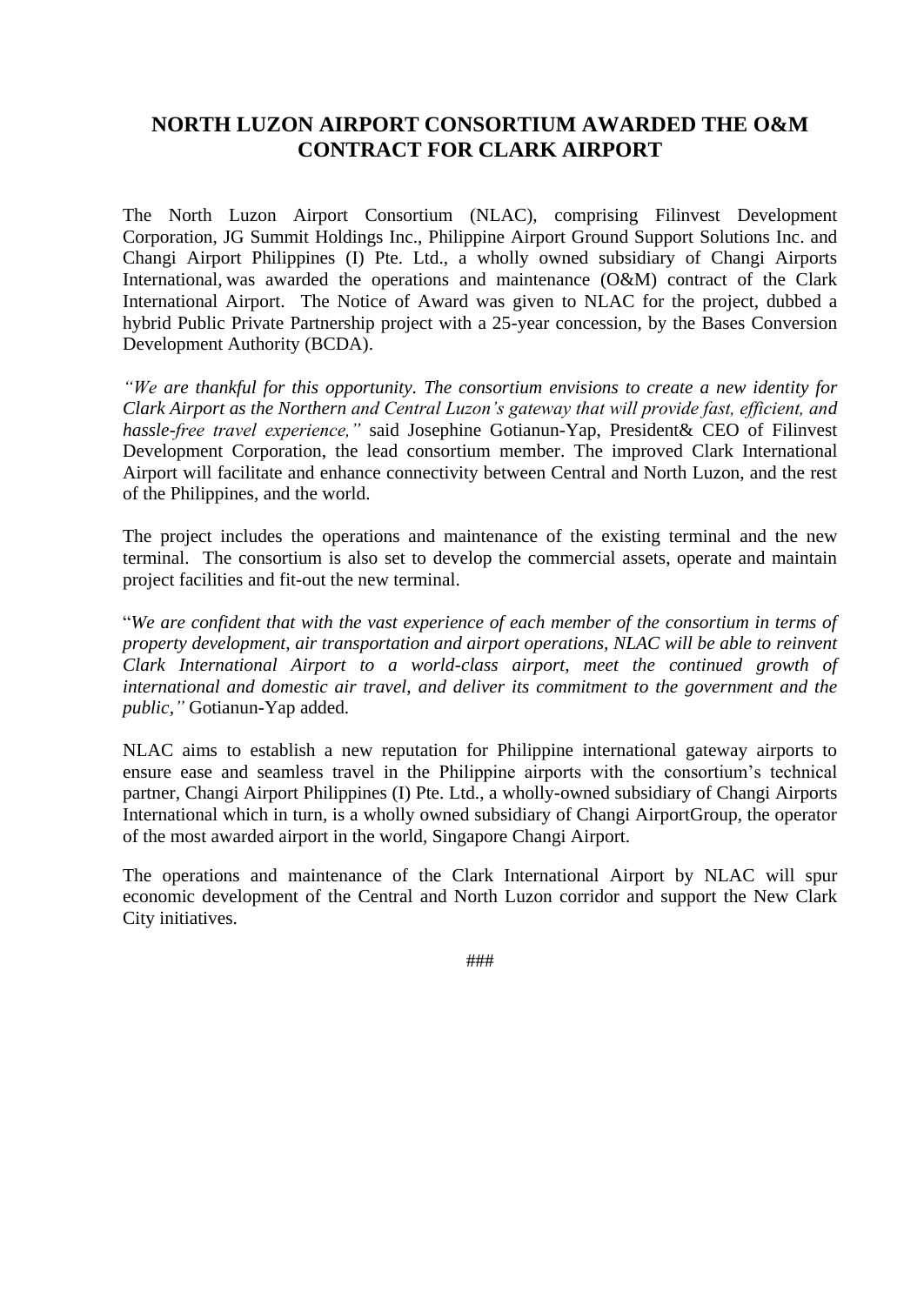# NORTH LUZON AIRPORT CONSORTIUM AWARDED THE O&M CONTRACT FOR CLARK AIRPORT

The North Luzon Airport Consortium (NLAC), comprising Filinvest Development Corporation, JG Summit Holdings Inc., Philippine Airport Ground Support Solutions Inc. and Changi Airport Philippines (I) Pte. Ltd., a wholly owned subsidiary of Changi Airports International, was awarded the operations and maintenance (O&M) contract of the Clark International Airport. The Notice of Award was given to NLAC for the project, dubbed a hybrid Public Private Partnership project with a 25-year concession, by the Bases Conversion Development Authority (BCDA).

*"We are thankful for this opportunity. The consortium envisions to create a new identity for Clark Airport as the Northern and Central Luzon's gateway that will provide fast, efficient, and hassle-free travel experience,"* said Josephine Gotianun-Yap, President& CEO of Filinvest Development Corporation, the lead consortium member. The improved Clark International Airport will facilitate and enhance connectivity between Central and North Luzon, and the rest of the Philippines, and the world.

The project includes the operations and maintenance of the existing terminal and the new terminal. The consortium is also set to develop the commercial assets, operate and maintain project facilities and fit-out the new terminal.

"*We are confident that with the vast experience of each member of the consortium in terms of property development, air transportation and airport operations, NLAC will be able to reinvent Clark International Airport to a world-class airport, meet the continued growth of international and domestic air travel, and deliver its commitment to the government and the public,"* Gotianun-Yap added.

NLAC aims to establish a new reputation for Philippine international gateway airports to ensure ease and seamless travel in the Philippine airports with the consortium's technical partner, Changi Airport Philippines (I) Pte. Ltd., a wholly-owned subsidiary of Changi Airports International which in turn, is a wholly owned subsidiary of Changi AirportGroup, the operator of the most awarded airport in the world, Singapore Changi Airport.

The operations and maintenance of the Clark International Airport by NLAC will spur economic development of the Central and North Luzon corridor and support the New Clark City initiatives.

###